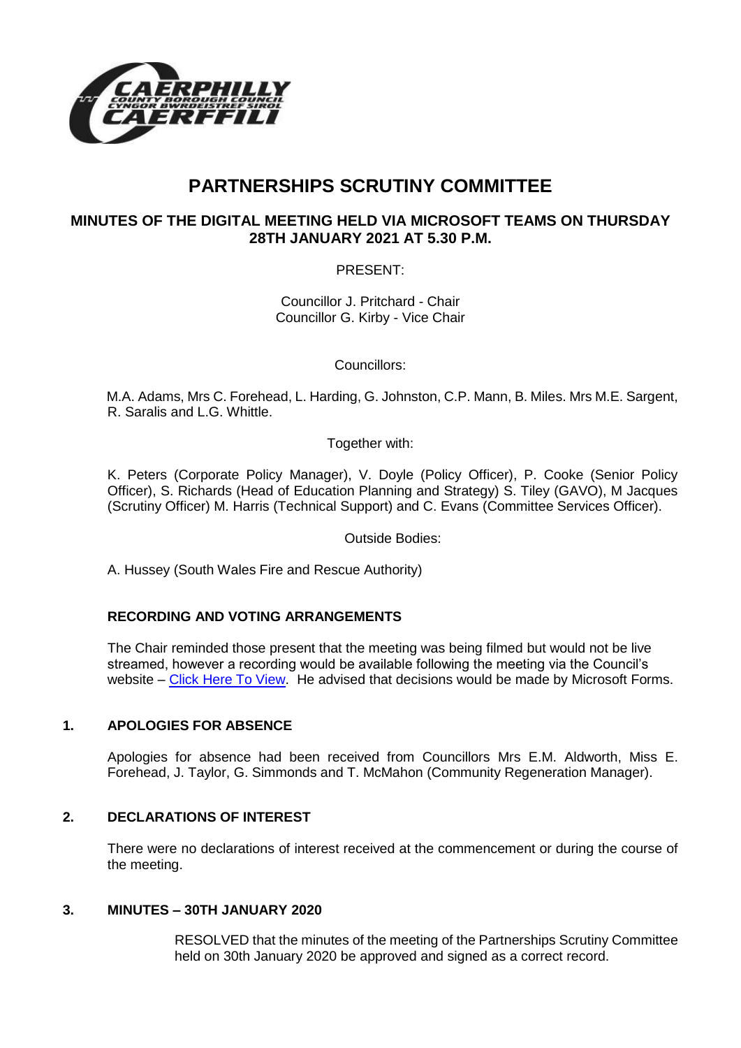# PARTNERSHIPS SCRUTINY COMMITTEE

## MINUTES OF THE DIGITAL MEETING HELD VIA MICROSOFT TEAMS ON THURSDAY 28TH JANUARY 2021 AT 5.30 P.M.

PRESENT:

Councillor J. Pritchard - Chair
Councillor G. Kirby - Vice Chair

Councillors:

M.A. Adams, Mrs C. Forehead, L. Harding, G. Johnston, C.P. Mann, B. Miles. Mrs M.E. Sargent, R. Saralis and L.G. Whittle.

Together with:

K. Peters (Corporate Policy Manager), V. Doyle (Policy Officer), P. Cooke (Senior Policy Officer), S. Richards (Head of Education Planning and Strategy) S. Tiley (GAVO), M Jacques (Scrutiny Officer) M. Harris (Technical Support) and C. Evans (Committee Services Officer).

Outside Bodies:

A. Hussey (South Wales Fire and Rescue Authority)

### RECORDING AND VOTING ARRANGEMENTS

The Chair reminded those present that the meeting was being filmed but would not be live streamed, however a recording would be available following the meeting via the Council's website – Click Here To View. He advised that decisions would be made by Microsoft Forms.

### 1. APOLOGIES FOR ABSENCE

Apologies for absence had been received from Councillors Mrs E.M. Aldworth, Miss E. Forehead, J. Taylor, G. Simmonds and T. McMahon (Community Regeneration Manager).

### 2. DECLARATIONS OF INTEREST

There were no declarations of interest received at the commencement or during the course of the meeting.

### 3. MINUTES – 30TH JANUARY 2020

RESOLVED that the minutes of the meeting of the Partnerships Scrutiny Committee held on 30th January 2020 be approved and signed as a correct record.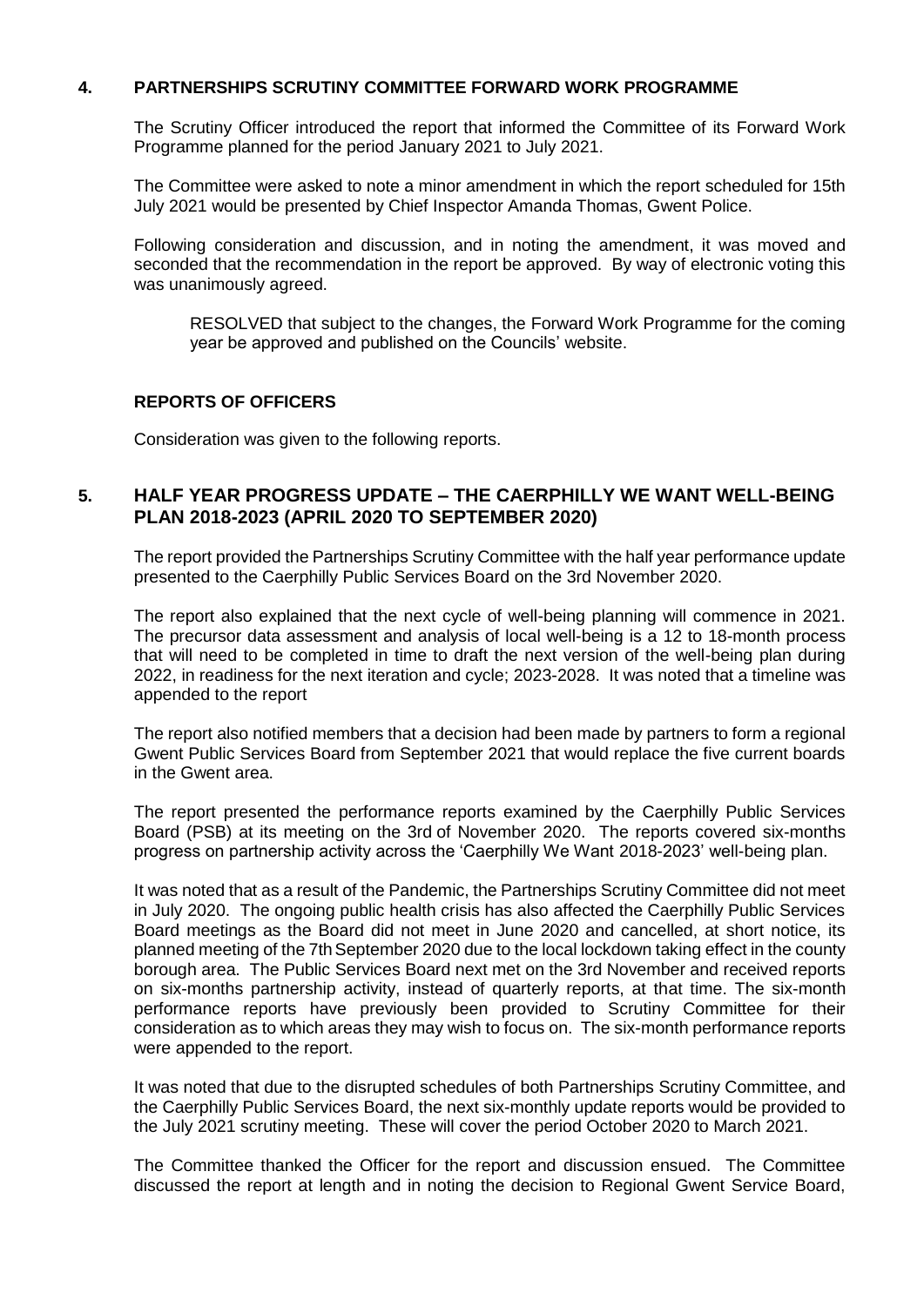## 4. PARTNERSHIPS SCRUTINY COMMITTEE FORWARD WORK PROGRAMME

The Scrutiny Officer introduced the report that informed the Committee of its Forward Work Programme planned for the period January 2021 to July 2021.

The Committee were asked to note a minor amendment in which the report scheduled for 15th July 2021 would be presented by Chief Inspector Amanda Thomas, Gwent Police.

Following consideration and discussion, and in noting the amendment, it was moved and seconded that the recommendation in the report be approved. By way of electronic voting this was unanimously agreed.

> RESOLVED that subject to the changes, the Forward Work Programme for the coming year be approved and published on the Councils' website.

## REPORTS OF OFFICERS

Consideration was given to the following reports.

## 5. HALF YEAR PROGRESS UPDATE – THE CAERPHILLY WE WANT WELL-BEING PLAN 2018-2023 (APRIL 2020 TO SEPTEMBER 2020)

The report provided the Partnerships Scrutiny Committee with the half year performance update presented to the Caerphilly Public Services Board on the 3rd November 2020.

The report also explained that the next cycle of well-being planning will commence in 2021. The precursor data assessment and analysis of local well-being is a 12 to 18-month process that will need to be completed in time to draft the next version of the well-being plan during 2022, in readiness for the next iteration and cycle; 2023-2028. It was noted that a timeline was appended to the report

The report also notified members that a decision had been made by partners to form a regional Gwent Public Services Board from September 2021 that would replace the five current boards in the Gwent area.

The report presented the performance reports examined by the Caerphilly Public Services Board (PSB) at its meeting on the 3rd of November 2020. The reports covered six-months progress on partnership activity across the 'Caerphilly We Want 2018-2023' well-being plan.

It was noted that as a result of the Pandemic, the Partnerships Scrutiny Committee did not meet in July 2020. The ongoing public health crisis has also affected the Caerphilly Public Services Board meetings as the Board did not meet in June 2020 and cancelled, at short notice, its planned meeting of the 7th September 2020 due to the local lockdown taking effect in the county borough area. The Public Services Board next met on the 3rd November and received reports on six-months partnership activity, instead of quarterly reports, at that time. The six-month performance reports have previously been provided to Scrutiny Committee for their consideration as to which areas they may wish to focus on. The six-month performance reports were appended to the report.

It was noted that due to the disrupted schedules of both Partnerships Scrutiny Committee, and the Caerphilly Public Services Board, the next six-monthly update reports would be provided to the July 2021 scrutiny meeting. These will cover the period October 2020 to March 2021.

The Committee thanked the Officer for the report and discussion ensued. The Committee discussed the report at length and in noting the decision to Regional Gwent Service Board,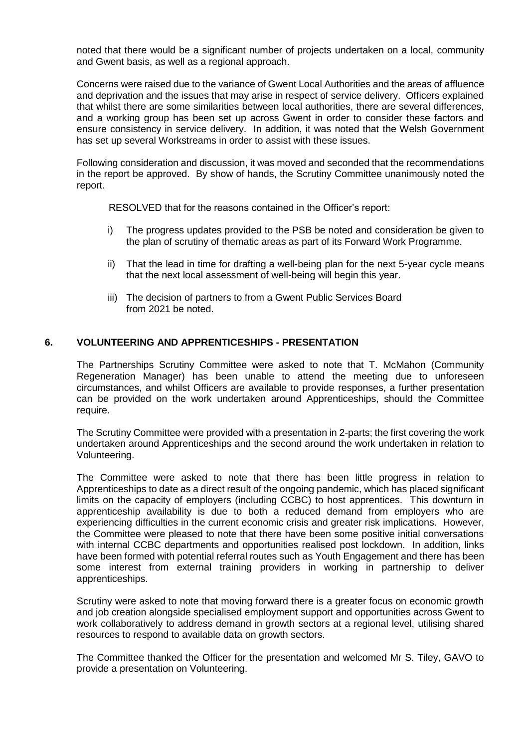noted that there would be a significant number of projects undertaken on a local, community and Gwent basis, as well as a regional approach.

Concerns were raised due to the variance of Gwent Local Authorities and the areas of affluence and deprivation and the issues that may arise in respect of service delivery. Officers explained that whilst there are some similarities between local authorities, there are several differences, and a working group has been set up across Gwent in order to consider these factors and ensure consistency in service delivery. In addition, it was noted that the Welsh Government has set up several Workstreams in order to assist with these issues.

Following consideration and discussion, it was moved and seconded that the recommendations in the report be approved. By show of hands, the Scrutiny Committee unanimously noted the report.

RESOLVED that for the reasons contained in the Officer's report:

i) The progress updates provided to the PSB be noted and consideration be given to the plan of scrutiny of thematic areas as part of its Forward Work Programme.

ii) That the lead in time for drafting a well-being plan for the next 5-year cycle means that the next local assessment of well-being will begin this year.

iii) The decision of partners to from a Gwent Public Services Board from 2021 be noted.

## 6. VOLUNTEERING AND APPRENTICESHIPS - PRESENTATION

The Partnerships Scrutiny Committee were asked to note that T. McMahon (Community Regeneration Manager) has been unable to attend the meeting due to unforeseen circumstances, and whilst Officers are available to provide responses, a further presentation can be provided on the work undertaken around Apprenticeships, should the Committee require.

The Scrutiny Committee were provided with a presentation in 2-parts; the first covering the work undertaken around Apprenticeships and the second around the work undertaken in relation to Volunteering.

The Committee were asked to note that there has been little progress in relation to Apprenticeships to date as a direct result of the ongoing pandemic, which has placed significant limits on the capacity of employers (including CCBC) to host apprentices. This downturn in apprenticeship availability is due to both a reduced demand from employers who are experiencing difficulties in the current economic crisis and greater risk implications. However, the Committee were pleased to note that there have been some positive initial conversations with internal CCBC departments and opportunities realised post lockdown. In addition, links have been formed with potential referral routes such as Youth Engagement and there has been some interest from external training providers in working in partnership to deliver apprenticeships.

Scrutiny were asked to note that moving forward there is a greater focus on economic growth and job creation alongside specialised employment support and opportunities across Gwent to work collaboratively to address demand in growth sectors at a regional level, utilising shared resources to respond to available data on growth sectors.

The Committee thanked the Officer for the presentation and welcomed Mr S. Tiley, GAVO to provide a presentation on Volunteering.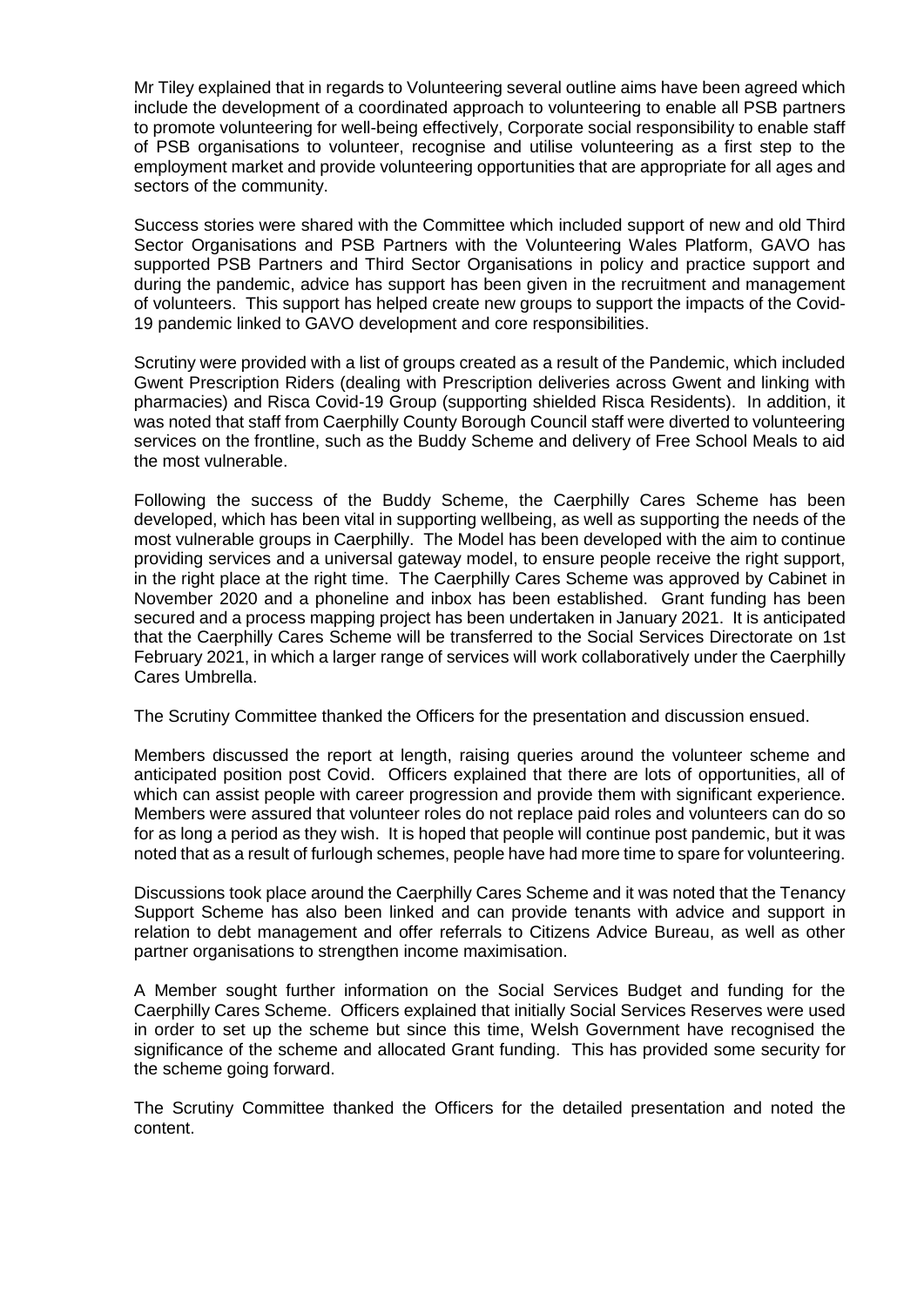Mr Tiley explained that in regards to Volunteering several outline aims have been agreed which include the development of a coordinated approach to volunteering to enable all PSB partners to promote volunteering for well-being effectively, Corporate social responsibility to enable staff of PSB organisations to volunteer, recognise and utilise volunteering as a first step to the employment market and provide volunteering opportunities that are appropriate for all ages and sectors of the community.

Success stories were shared with the Committee which included support of new and old Third Sector Organisations and PSB Partners with the Volunteering Wales Platform, GAVO has supported PSB Partners and Third Sector Organisations in policy and practice support and during the pandemic, advice has support has been given in the recruitment and management of volunteers. This support has helped create new groups to support the impacts of the Covid-19 pandemic linked to GAVO development and core responsibilities.

Scrutiny were provided with a list of groups created as a result of the Pandemic, which included Gwent Prescription Riders (dealing with Prescription deliveries across Gwent and linking with pharmacies) and Risca Covid-19 Group (supporting shielded Risca Residents). In addition, it was noted that staff from Caerphilly County Borough Council staff were diverted to volunteering services on the frontline, such as the Buddy Scheme and delivery of Free School Meals to aid the most vulnerable.

Following the success of the Buddy Scheme, the Caerphilly Cares Scheme has been developed, which has been vital in supporting wellbeing, as well as supporting the needs of the most vulnerable groups in Caerphilly. The Model has been developed with the aim to continue providing services and a universal gateway model, to ensure people receive the right support, in the right place at the right time. The Caerphilly Cares Scheme was approved by Cabinet in November 2020 and a phoneline and inbox has been established. Grant funding has been secured and a process mapping project has been undertaken in January 2021. It is anticipated that the Caerphilly Cares Scheme will be transferred to the Social Services Directorate on 1st February 2021, in which a larger range of services will work collaboratively under the Caerphilly Cares Umbrella.

The Scrutiny Committee thanked the Officers for the presentation and discussion ensued.

Members discussed the report at length, raising queries around the volunteer scheme and anticipated position post Covid. Officers explained that there are lots of opportunities, all of which can assist people with career progression and provide them with significant experience. Members were assured that volunteer roles do not replace paid roles and volunteers can do so for as long a period as they wish. It is hoped that people will continue post pandemic, but it was noted that as a result of furlough schemes, people have had more time to spare for volunteering.

Discussions took place around the Caerphilly Cares Scheme and it was noted that the Tenancy Support Scheme has also been linked and can provide tenants with advice and support in relation to debt management and offer referrals to Citizens Advice Bureau, as well as other partner organisations to strengthen income maximisation.

A Member sought further information on the Social Services Budget and funding for the Caerphilly Cares Scheme. Officers explained that initially Social Services Reserves were used in order to set up the scheme but since this time, Welsh Government have recognised the significance of the scheme and allocated Grant funding. This has provided some security for the scheme going forward.

The Scrutiny Committee thanked the Officers for the detailed presentation and noted the content.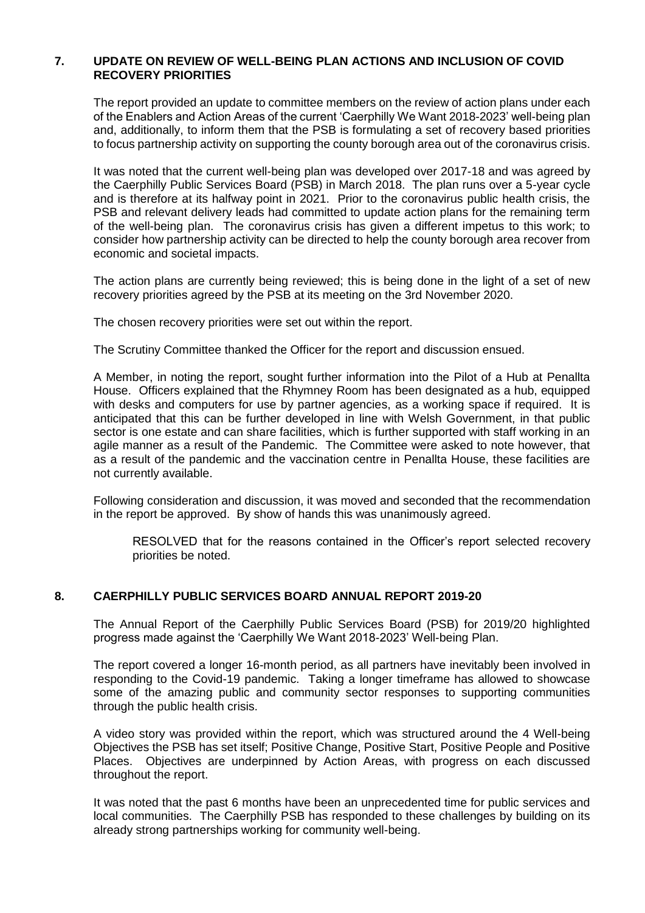## 7. UPDATE ON REVIEW OF WELL-BEING PLAN ACTIONS AND INCLUSION OF COVID RECOVERY PRIORITIES

The report provided an update to committee members on the review of action plans under each of the Enablers and Action Areas of the current 'Caerphilly We Want 2018-2023' well-being plan and, additionally, to inform them that the PSB is formulating a set of recovery based priorities to focus partnership activity on supporting the county borough area out of the coronavirus crisis.

It was noted that the current well-being plan was developed over 2017-18 and was agreed by the Caerphilly Public Services Board (PSB) in March 2018. The plan runs over a 5-year cycle and is therefore at its halfway point in 2021. Prior to the coronavirus public health crisis, the PSB and relevant delivery leads had committed to update action plans for the remaining term of the well-being plan. The coronavirus crisis has given a different impetus to this work; to consider how partnership activity can be directed to help the county borough area recover from economic and societal impacts.

The action plans are currently being reviewed; this is being done in the light of a set of new recovery priorities agreed by the PSB at its meeting on the 3rd November 2020.

The chosen recovery priorities were set out within the report.

The Scrutiny Committee thanked the Officer for the report and discussion ensued.

A Member, in noting the report, sought further information into the Pilot of a Hub at Penallta House. Officers explained that the Rhymney Room has been designated as a hub, equipped with desks and computers for use by partner agencies, as a working space if required. It is anticipated that this can be further developed in line with Welsh Government, in that public sector is one estate and can share facilities, which is further supported with staff working in an agile manner as a result of the Pandemic. The Committee were asked to note however, that as a result of the pandemic and the vaccination centre in Penallta House, these facilities are not currently available.

Following consideration and discussion, it was moved and seconded that the recommendation in the report be approved. By show of hands this was unanimously agreed.

> RESOLVED that for the reasons contained in the Officer's report selected recovery priorities be noted.

## 8. CAERPHILLY PUBLIC SERVICES BOARD ANNUAL REPORT 2019-20

The Annual Report of the Caerphilly Public Services Board (PSB) for 2019/20 highlighted progress made against the 'Caerphilly We Want 2018-2023' Well-being Plan.

The report covered a longer 16-month period, as all partners have inevitably been involved in responding to the Covid-19 pandemic. Taking a longer timeframe has allowed to showcase some of the amazing public and community sector responses to supporting communities through the public health crisis.

A video story was provided within the report, which was structured around the 4 Well-being Objectives the PSB has set itself; Positive Change, Positive Start, Positive People and Positive Places. Objectives are underpinned by Action Areas, with progress on each discussed throughout the report.

It was noted that the past 6 months have been an unprecedented time for public services and local communities. The Caerphilly PSB has responded to these challenges by building on its already strong partnerships working for community well-being.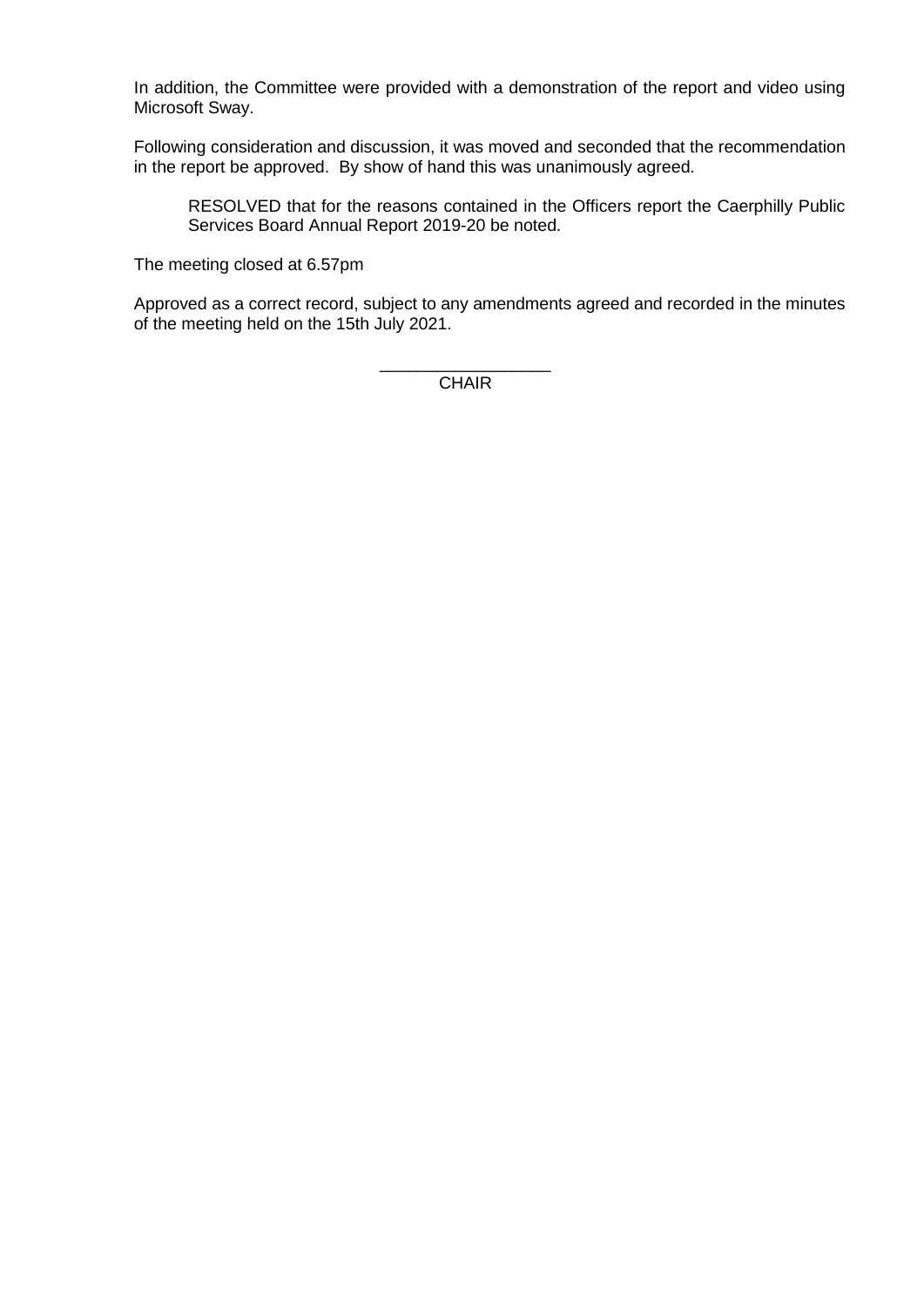In addition, the Committee were provided with a demonstration of the report and video using Microsoft Sway.

Following consideration and discussion, it was moved and seconded that the recommendation in the report be approved. By show of hand this was unanimously agreed.

> RESOLVED that for the reasons contained in the Officers report the Caerphilly Public Services Board Annual Report 2019-20 be noted.

The meeting closed at 6.57pm

Approved as a correct record, subject to any amendments agreed and recorded in the minutes of the meeting held on the 15th July 2021.

\_\_\_\_\_\_\_\_\_\_\_\_\_\_\_\_\_\_

CHAIR